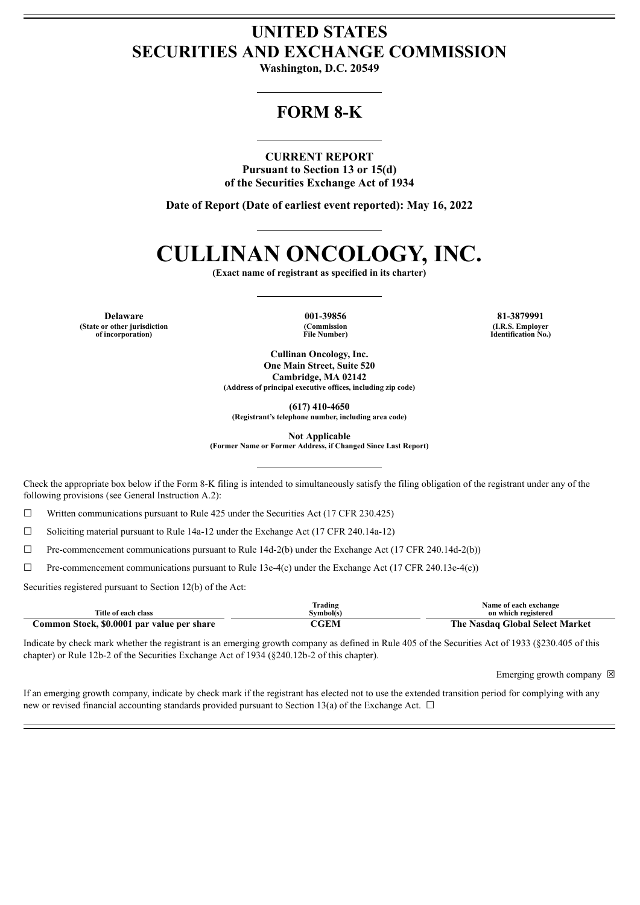# UNITED STATES
# SECURITIES AND EXCHANGE COMMISSION

**Washington, D.C. 20549**

## FORM 8-K

**CURRENT REPORT**
**Pursuant to Section 13 or 15(d)**
**of the Securities Exchange Act of 1934**

**Date of Report (Date of earliest event reported): May 16, 2022**

# CULLINAN ONCOLOGY, INC.

**(Exact name of registrant as specified in its charter)**

| Delaware | 001-39856 | 81-3879991 |
|---|---|---|
| (State or other jurisdiction of incorporation) | (Commission File Number) | (I.R.S. Employer Identification No.) |

**Cullinan Oncology, Inc.**
**One Main Street, Suite 520**
**Cambridge, MA 02142**
**(Address of principal executive offices, including zip code)**

**(617) 410-4650**
**(Registrant's telephone number, including area code)**

**Not Applicable**
**(Former Name or Former Address, if Changed Since Last Report)**

Check the appropriate box below if the Form 8-K filing is intended to simultaneously satisfy the filing obligation of the registrant under any of the following provisions (see General Instruction A.2):

☐ Written communications pursuant to Rule 425 under the Securities Act (17 CFR 230.425)

☐ Soliciting material pursuant to Rule 14a-12 under the Exchange Act (17 CFR 240.14a-12)

☐ Pre-commencement communications pursuant to Rule 14d-2(b) under the Exchange Act (17 CFR 240.14d-2(b))

☐ Pre-commencement communications pursuant to Rule 13e-4(c) under the Exchange Act (17 CFR 240.13e-4(c))

Securities registered pursuant to Section 12(b) of the Act:

| Title of each class | Trading Symbol(s) | Name of each exchange on which registered |
|---|---|---|
| **Common Stock, $0.0001 par value per share** | **CGEM** | **The Nasdaq Global Select Market** |

Indicate by check mark whether the registrant is an emerging growth company as defined in Rule 405 of the Securities Act of 1933 (§230.405 of this chapter) or Rule 12b-2 of the Securities Exchange Act of 1934 (§240.12b-2 of this chapter).

Emerging growth company ☒

If an emerging growth company, indicate by check mark if the registrant has elected not to use the extended transition period for complying with any new or revised financial accounting standards provided pursuant to Section 13(a) of the Exchange Act. ☐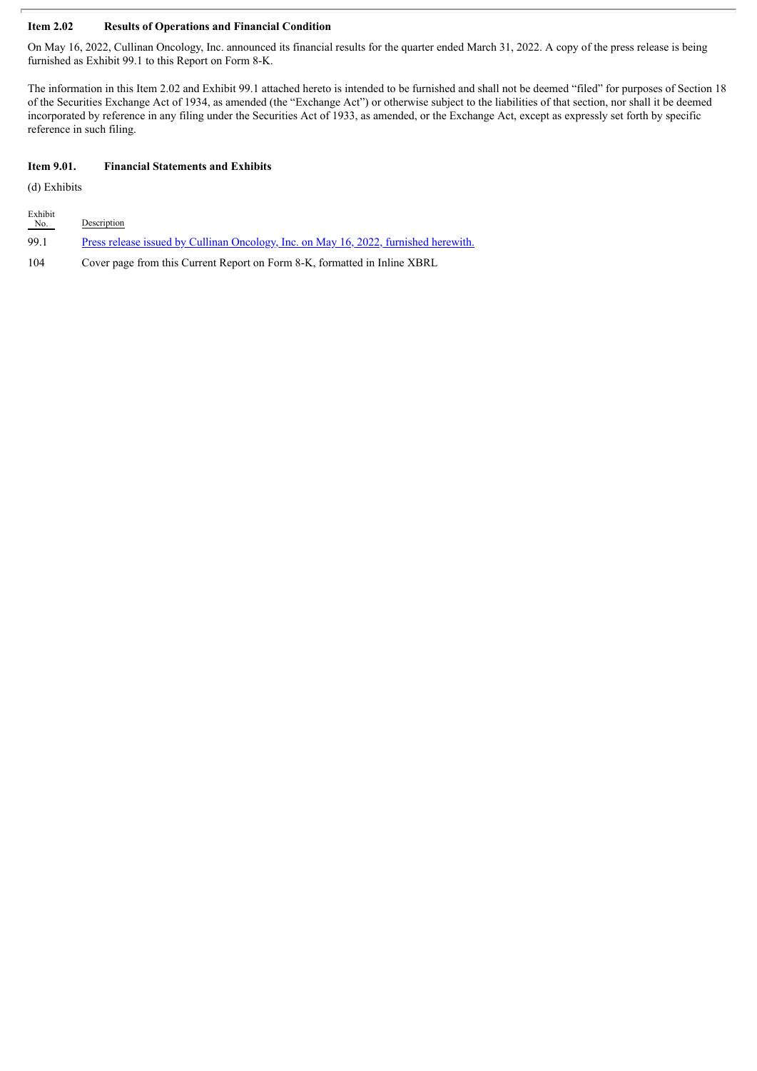### Item 2.02 Results of Operations and Financial Condition

On May 16, 2022, Cullinan Oncology, Inc. announced its financial results for the quarter ended March 31, 2022. A copy of the press release is being furnished as Exhibit 99.1 to this Report on Form 8-K.

The information in this Item 2.02 and Exhibit 99.1 attached hereto is intended to be furnished and shall not be deemed "filed" for purposes of Section 18 of the Securities Exchange Act of 1934, as amended (the "Exchange Act") or otherwise subject to the liabilities of that section, nor shall it be deemed incorporated by reference in any filing under the Securities Act of 1933, as amended, or the Exchange Act, except as expressly set forth by specific reference in such filing.

### Item 9.01. Financial Statements and Exhibits

(d) Exhibits

| Exhibit No. | Description |
|---|---|
| 99.1 | Press release issued by Cullinan Oncology, Inc. on May 16, 2022, furnished herewith. |
| 104 | Cover page from this Current Report on Form 8-K, formatted in Inline XBRL |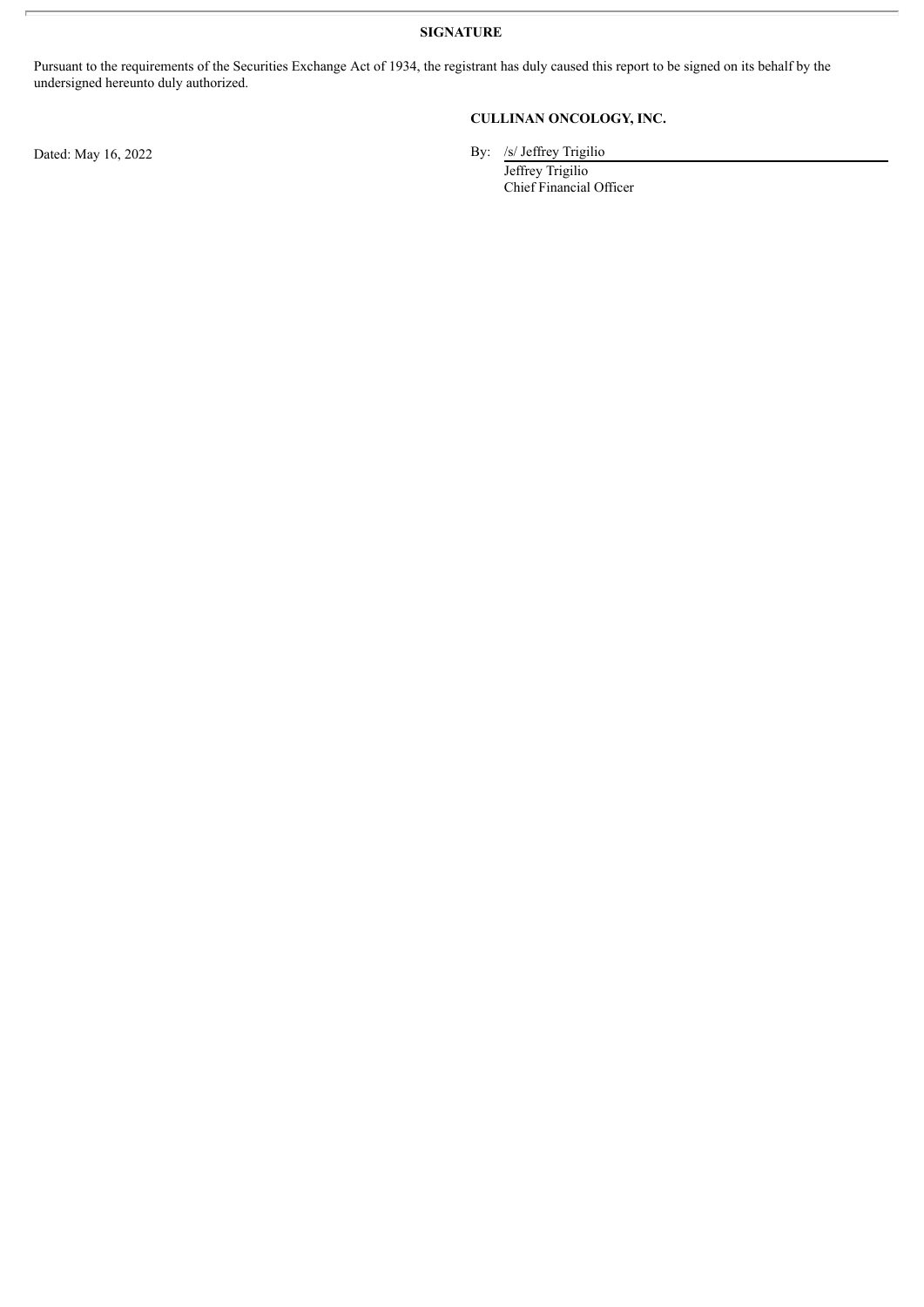**SIGNATURE**

Pursuant to the requirements of the Securities Exchange Act of 1934, the registrant has duly caused this report to be signed on its behalf by the undersigned hereunto duly authorized.

**CULLINAN ONCOLOGY, INC.**

Dated: May 16, 2022

By: /s/ Jeffrey Trigilio
Jeffrey Trigilio
Chief Financial Officer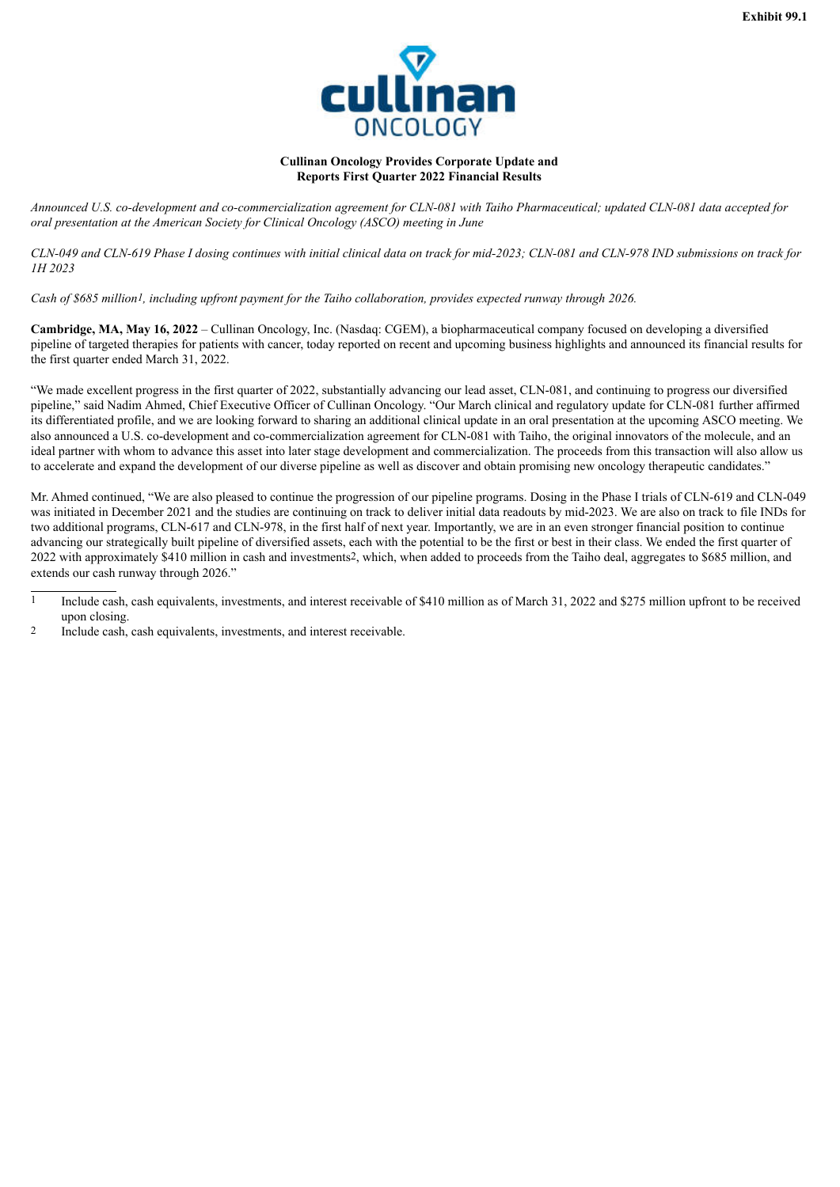Exhibit 99.1

**Cullinan Oncology Provides Corporate Update and Reports First Quarter 2022 Financial Results**

*Announced U.S. co-development and co-commercialization agreement for CLN-081 with Taiho Pharmaceutical; updated CLN-081 data accepted for oral presentation at the American Society for Clinical Oncology (ASCO) meeting in June*

*CLN-049 and CLN-619 Phase I dosing continues with initial clinical data on track for mid-2023; CLN-081 and CLN-978 IND submissions on track for 1H 2023*

*Cash of $685 million[1], including upfront payment for the Taiho collaboration, provides expected runway through 2026.*

**Cambridge, MA, May 16, 2022** – Cullinan Oncology, Inc. (Nasdaq: CGEM), a biopharmaceutical company focused on developing a diversified pipeline of targeted therapies for patients with cancer, today reported on recent and upcoming business highlights and announced its financial results for the first quarter ended March 31, 2022.

"We made excellent progress in the first quarter of 2022, substantially advancing our lead asset, CLN-081, and continuing to progress our diversified pipeline," said Nadim Ahmed, Chief Executive Officer of Cullinan Oncology. "Our March clinical and regulatory update for CLN-081 further affirmed its differentiated profile, and we are looking forward to sharing an additional clinical update in an oral presentation at the upcoming ASCO meeting. We also announced a U.S. co-development and co-commercialization agreement for CLN-081 with Taiho, the original innovators of the molecule, and an ideal partner with whom to advance this asset into later stage development and commercialization. The proceeds from this transaction will also allow us to accelerate and expand the development of our diverse pipeline as well as discover and obtain promising new oncology therapeutic candidates."

Mr. Ahmed continued, "We are also pleased to continue the progression of our pipeline programs. Dosing in the Phase I trials of CLN-619 and CLN-049 was initiated in December 2021 and the studies are continuing on track to deliver initial data readouts by mid-2023. We are also on track to file INDs for two additional programs, CLN-617 and CLN-978, in the first half of next year. Importantly, we are in an even stronger financial position to continue advancing our strategically built pipeline of diversified assets, each with the potential to be the first or best in their class. We ended the first quarter of 2022 with approximately $410 million in cash and investments[2], which, when added to proceeds from the Taiho deal, aggregates to $685 million, and extends our cash runway through 2026."

---

1 Include cash, cash equivalents, investments, and interest receivable of $410 million as of March 31, 2022 and $275 million upfront to be received upon closing.

2 Include cash, cash equivalents, investments, and interest receivable.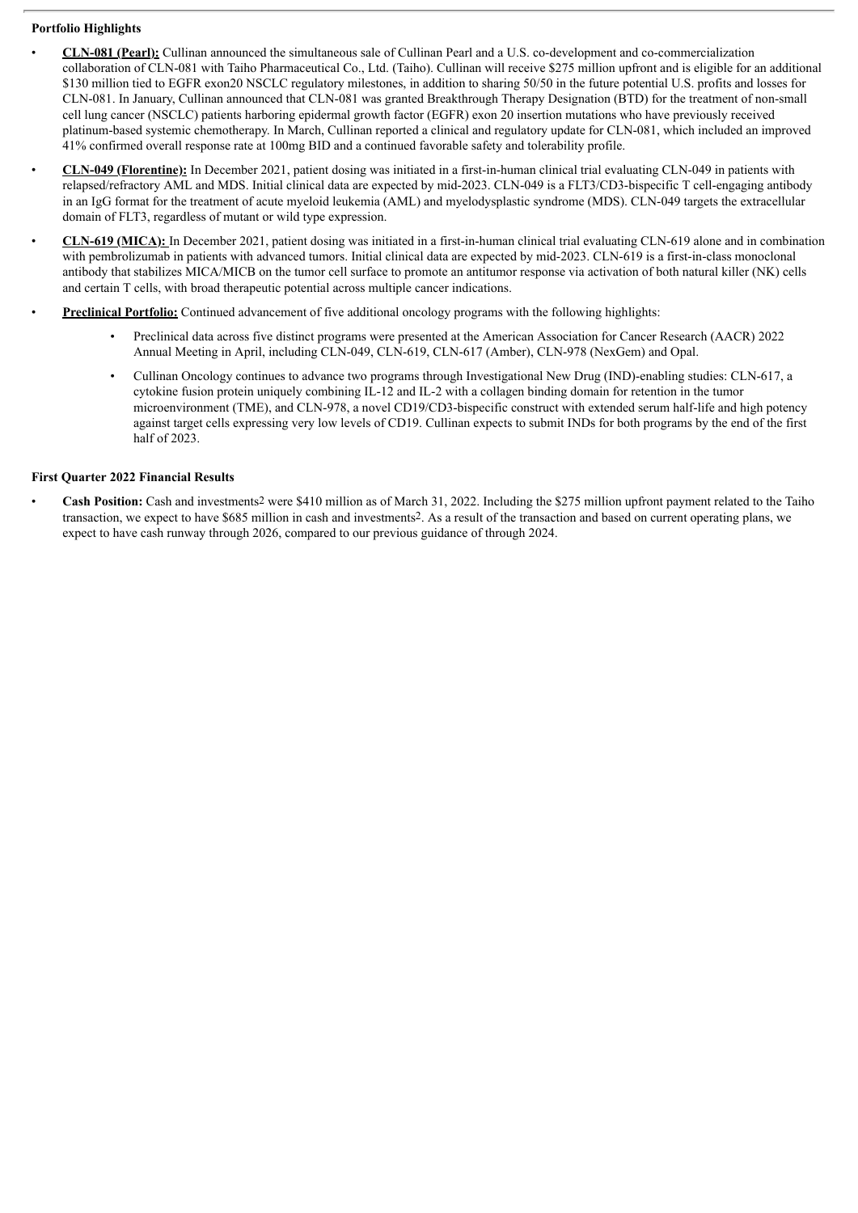**Portfolio Highlights**

- **CLN-081 (Pearl):** Cullinan announced the simultaneous sale of Cullinan Pearl and a U.S. co-development and co-commercialization collaboration of CLN-081 with Taiho Pharmaceutical Co., Ltd. (Taiho). Cullinan will receive $275 million upfront and is eligible for an additional $130 million tied to EGFR exon20 NSCLC regulatory milestones, in addition to sharing 50/50 in the future potential U.S. profits and losses for CLN-081. In January, Cullinan announced that CLN-081 was granted Breakthrough Therapy Designation (BTD) for the treatment of non-small cell lung cancer (NSCLC) patients harboring epidermal growth factor (EGFR) exon 20 insertion mutations who have previously received platinum-based systemic chemotherapy. In March, Cullinan reported a clinical and regulatory update for CLN-081, which included an improved 41% confirmed overall response rate at 100mg BID and a continued favorable safety and tolerability profile.
- **CLN-049 (Florentine):** In December 2021, patient dosing was initiated in a first-in-human clinical trial evaluating CLN-049 in patients with relapsed/refractory AML and MDS. Initial clinical data are expected by mid-2023. CLN-049 is a FLT3/CD3-bispecific T cell-engaging antibody in an IgG format for the treatment of acute myeloid leukemia (AML) and myelodysplastic syndrome (MDS). CLN-049 targets the extracellular domain of FLT3, regardless of mutant or wild type expression.
- **CLN-619 (MICA):** In December 2021, patient dosing was initiated in a first-in-human clinical trial evaluating CLN-619 alone and in combination with pembrolizumab in patients with advanced tumors. Initial clinical data are expected by mid-2023. CLN-619 is a first-in-class monoclonal antibody that stabilizes MICA/MICB on the tumor cell surface to promote an antitumor response via activation of both natural killer (NK) cells and certain T cells, with broad therapeutic potential across multiple cancer indications.
- **Preclinical Portfolio:** Continued advancement of five additional oncology programs with the following highlights:
  - Preclinical data across five distinct programs were presented at the American Association for Cancer Research (AACR) 2022 Annual Meeting in April, including CLN-049, CLN-619, CLN-617 (Amber), CLN-978 (NexGem) and Opal.
  - Cullinan Oncology continues to advance two programs through Investigational New Drug (IND)-enabling studies: CLN-617, a cytokine fusion protein uniquely combining IL-12 and IL-2 with a collagen binding domain for retention in the tumor microenvironment (TME), and CLN-978, a novel CD19/CD3-bispecific construct with extended serum half-life and high potency against target cells expressing very low levels of CD19. Cullinan expects to submit INDs for both programs by the end of the first half of 2023.

**First Quarter 2022 Financial Results**

- **Cash Position:** Cash and investments[2] were $410 million as of March 31, 2022. Including the $275 million upfront payment related to the Taiho transaction, we expect to have $685 million in cash and investments[2]. As a result of the transaction and based on current operating plans, we expect to have cash runway through 2026, compared to our previous guidance of through 2024.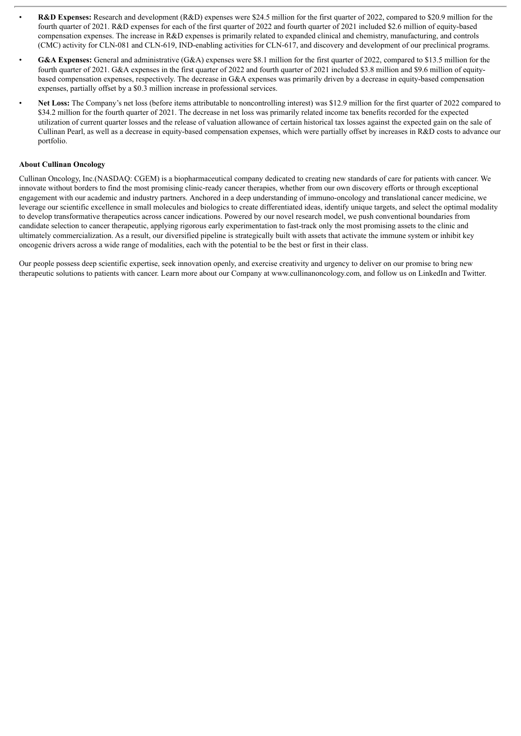- **R&D Expenses:** Research and development (R&D) expenses were $24.5 million for the first quarter of 2022, compared to $20.9 million for the fourth quarter of 2021. R&D expenses for each of the first quarter of 2022 and fourth quarter of 2021 included $2.6 million of equity-based compensation expenses. The increase in R&D expenses is primarily related to expanded clinical and chemistry, manufacturing, and controls (CMC) activity for CLN-081 and CLN-619, IND-enabling activities for CLN-617, and discovery and development of our preclinical programs.
- **G&A Expenses:** General and administrative (G&A) expenses were $8.1 million for the first quarter of 2022, compared to $13.5 million for the fourth quarter of 2021. G&A expenses in the first quarter of 2022 and fourth quarter of 2021 included $3.8 million and $9.6 million of equity-based compensation expenses, respectively. The decrease in G&A expenses was primarily driven by a decrease in equity-based compensation expenses, partially offset by a $0.3 million increase in professional services.
- **Net Loss:** The Company's net loss (before items attributable to noncontrolling interest) was $12.9 million for the first quarter of 2022 compared to $34.2 million for the fourth quarter of 2021. The decrease in net loss was primarily related income tax benefits recorded for the expected utilization of current quarter losses and the release of valuation allowance of certain historical tax losses against the expected gain on the sale of Cullinan Pearl, as well as a decrease in equity-based compensation expenses, which were partially offset by increases in R&D costs to advance our portfolio.

**About Cullinan Oncology**

Cullinan Oncology, Inc.(NASDAQ: CGEM) is a biopharmaceutical company dedicated to creating new standards of care for patients with cancer. We innovate without borders to find the most promising clinic-ready cancer therapies, whether from our own discovery efforts or through exceptional engagement with our academic and industry partners. Anchored in a deep understanding of immuno-oncology and translational cancer medicine, we leverage our scientific excellence in small molecules and biologics to create differentiated ideas, identify unique targets, and select the optimal modality to develop transformative therapeutics across cancer indications. Powered by our novel research model, we push conventional boundaries from candidate selection to cancer therapeutic, applying rigorous early experimentation to fast-track only the most promising assets to the clinic and ultimately commercialization. As a result, our diversified pipeline is strategically built with assets that activate the immune system or inhibit key oncogenic drivers across a wide range of modalities, each with the potential to be the best or first in their class.

Our people possess deep scientific expertise, seek innovation openly, and exercise creativity and urgency to deliver on our promise to bring new therapeutic solutions to patients with cancer. Learn more about our Company at www.cullinanoncology.com, and follow us on LinkedIn and Twitter.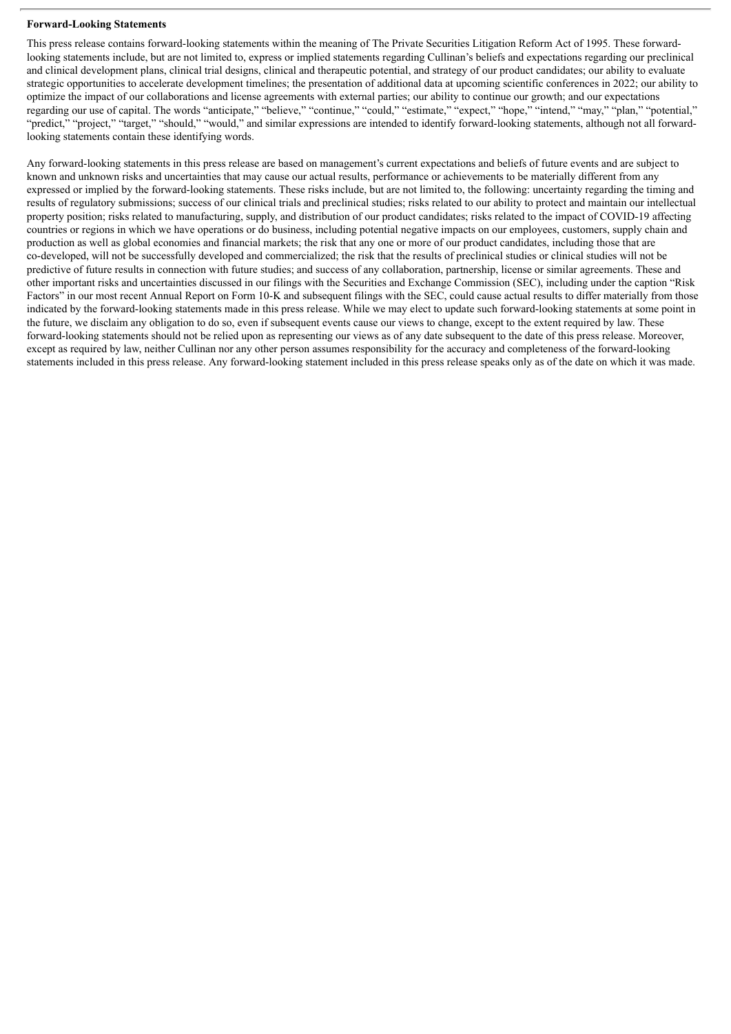**Forward-Looking Statements**

This press release contains forward-looking statements within the meaning of The Private Securities Litigation Reform Act of 1995. These forward-looking statements include, but are not limited to, express or implied statements regarding Cullinan's beliefs and expectations regarding our preclinical and clinical development plans, clinical trial designs, clinical and therapeutic potential, and strategy of our product candidates; our ability to evaluate strategic opportunities to accelerate development timelines; the presentation of additional data at upcoming scientific conferences in 2022; our ability to optimize the impact of our collaborations and license agreements with external parties; our ability to continue our growth; and our expectations regarding our use of capital. The words "anticipate," "believe," "continue," "could," "estimate," "expect," "hope," "intend," "may," "plan," "potential," "predict," "project," "target," "should," "would," and similar expressions are intended to identify forward-looking statements, although not all forward-looking statements contain these identifying words.

Any forward-looking statements in this press release are based on management's current expectations and beliefs of future events and are subject to known and unknown risks and uncertainties that may cause our actual results, performance or achievements to be materially different from any expressed or implied by the forward-looking statements. These risks include, but are not limited to, the following: uncertainty regarding the timing and results of regulatory submissions; success of our clinical trials and preclinical studies; risks related to our ability to protect and maintain our intellectual property position; risks related to manufacturing, supply, and distribution of our product candidates; risks related to the impact of COVID-19 affecting countries or regions in which we have operations or do business, including potential negative impacts on our employees, customers, supply chain and production as well as global economies and financial markets; the risk that any one or more of our product candidates, including those that are co-developed, will not be successfully developed and commercialized; the risk that the results of preclinical studies or clinical studies will not be predictive of future results in connection with future studies; and success of any collaboration, partnership, license or similar agreements. These and other important risks and uncertainties discussed in our filings with the Securities and Exchange Commission (SEC), including under the caption "Risk Factors" in our most recent Annual Report on Form 10-K and subsequent filings with the SEC, could cause actual results to differ materially from those indicated by the forward-looking statements made in this press release. While we may elect to update such forward-looking statements at some point in the future, we disclaim any obligation to do so, even if subsequent events cause our views to change, except to the extent required by law. These forward-looking statements should not be relied upon as representing our views as of any date subsequent to the date of this press release. Moreover, except as required by law, neither Cullinan nor any other person assumes responsibility for the accuracy and completeness of the forward-looking statements included in this press release. Any forward-looking statement included in this press release speaks only as of the date on which it was made.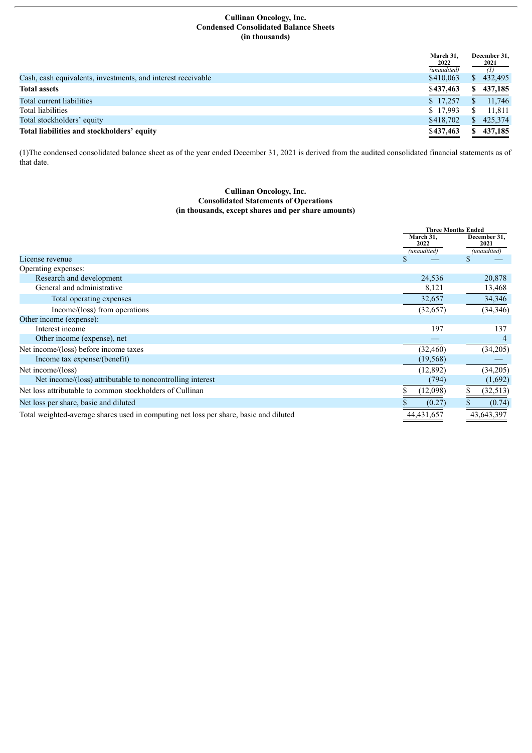**Cullinan Oncology, Inc.**
**Condensed Consolidated Balance Sheets**
**(in thousands)**

| | March 31, 2022 | December 31, 2021 |
|---|---|---|
| | *(unaudited)* | (1) |
| Cash, cash equivalents, investments, and interest receivable | $410,063 | $ 432,495 |
| **Total assets** | **$437,463** | **$ 437,185** |
| Total current liabilities | $ 17,257 | $ 11,746 |
| Total liabilities | $ 17,993 | $ 11,811 |
| Total stockholders' equity | $418,702 | $ 425,374 |
| **Total liabilities and stockholders' equity** | **$437,463** | **$ 437,185** |

(1)The condensed consolidated balance sheet as of the year ended December 31, 2021 is derived from the audited consolidated financial statements as of that date.

**Cullinan Oncology, Inc.**
**Consolidated Statements of Operations**
**(in thousands, except shares and per share amounts)**

| | Three Months Ended | |
|---|---|---|
| | March 31, 2022 | December 31, 2021 |
| | *(unaudited)* | *(unaudited)* |
| License revenue | $ — | $ — |
| Operating expenses: | | |
| Research and development | 24,536 | 20,878 |
| General and administrative | 8,121 | 13,468 |
| Total operating expenses | 32,657 | 34,346 |
| Income/(loss) from operations | (32,657) | (34,346) |
| Other income (expense): | | |
| Interest income | 197 | 137 |
| Other income (expense), net | — | 4 |
| Net income/(loss) before income taxes | (32,460) | (34,205) |
| Income tax expense/(benefit) | (19,568) | — |
| Net income/(loss) | (12,892) | (34,205) |
| Net income/(loss) attributable to noncontrolling interest | (794) | (1,692) |
| Net loss attributable to common stockholders of Cullinan | $ (12,098) | $ (32,513) |
| Net loss per share, basic and diluted | $ (0.27) | $ (0.74) |
| Total weighted-average shares used in computing net loss per share, basic and diluted | 44,431,657 | 43,643,397 |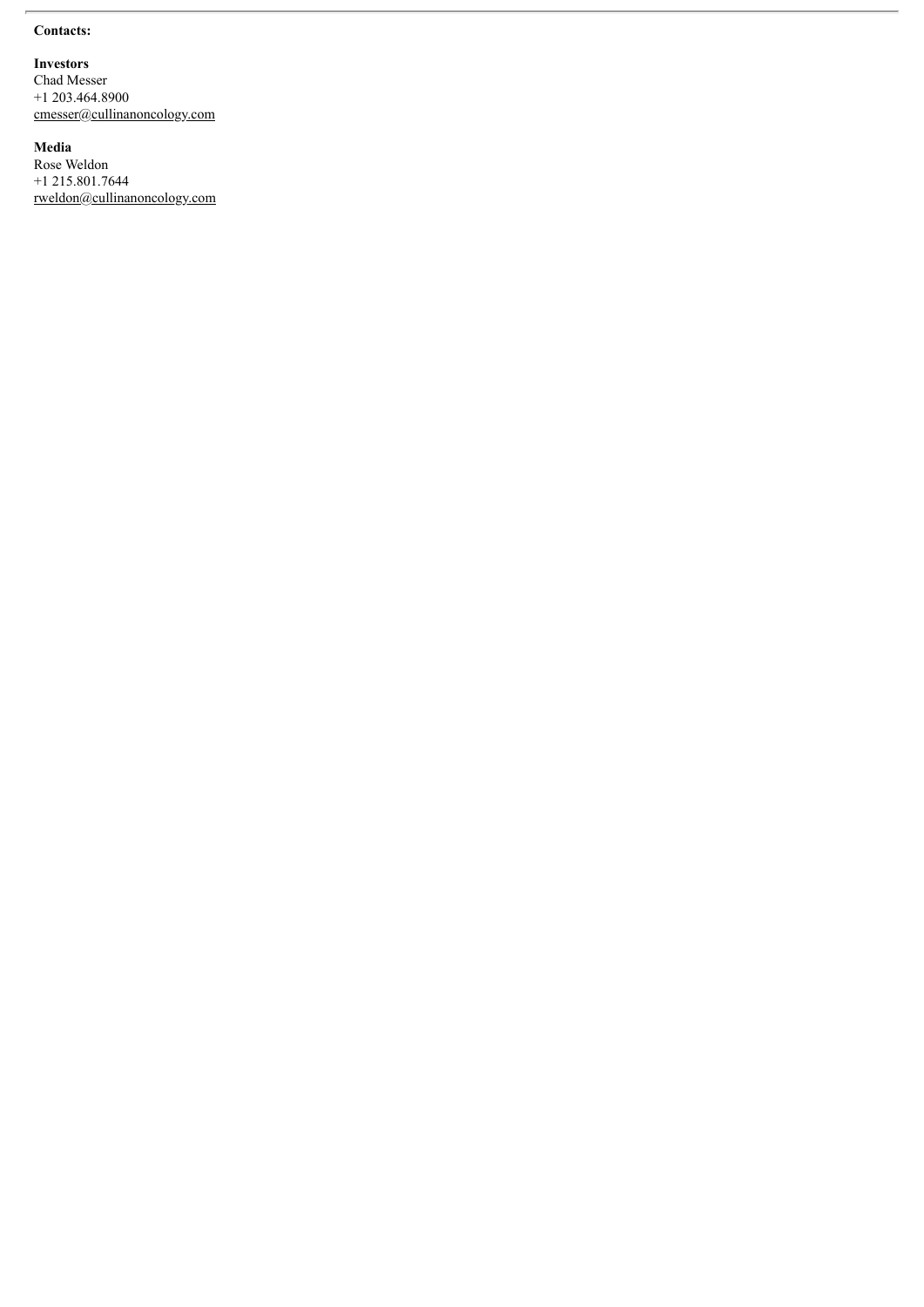**Contacts:**

**Investors**
Chad Messer
+1 203.464.8900
cmesser@cullinanoncology.com

**Media**
Rose Weldon
+1 215.801.7644
rweldon@cullinanoncology.com